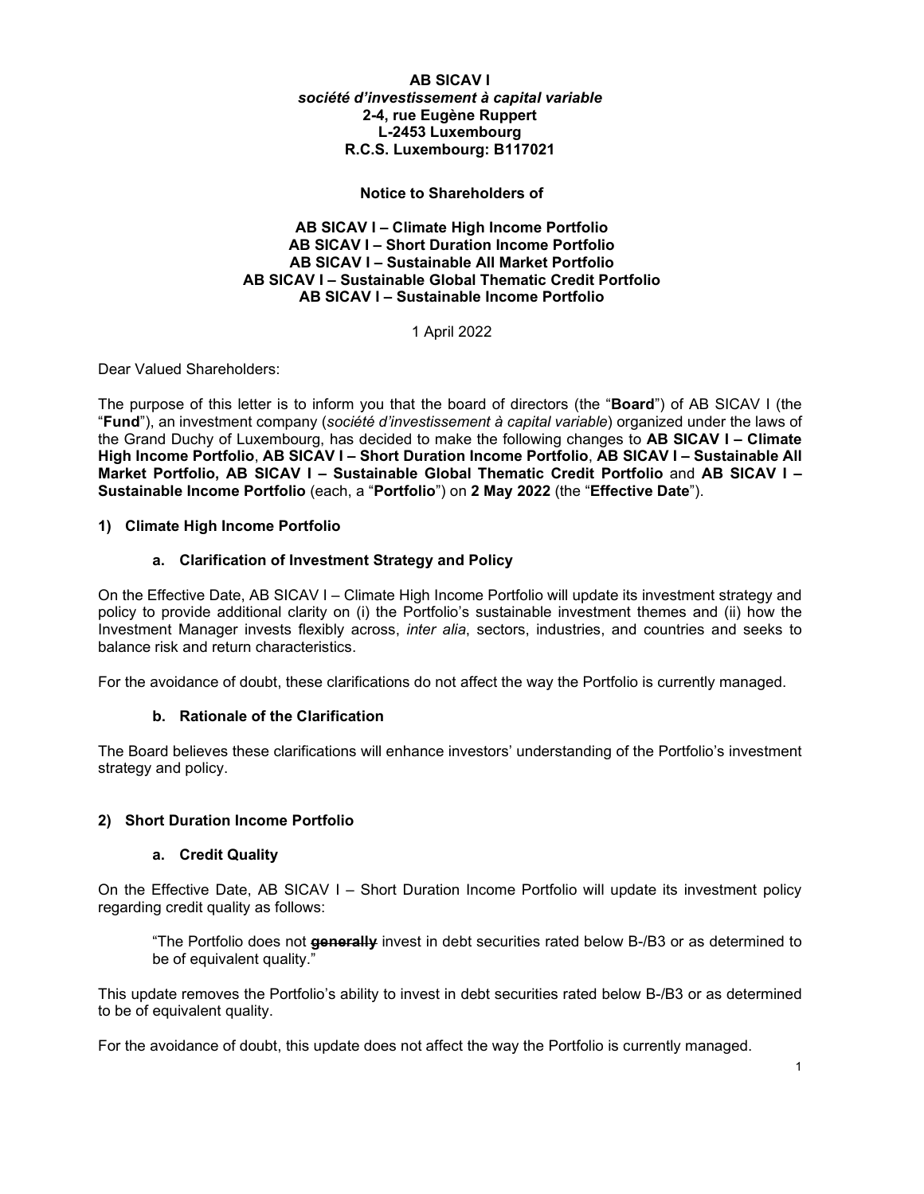**AB SICAV I**
***société d'investissement à capital variable***
**2-4, rue Eugène Ruppert**
**L-2453 Luxembourg**
**R.C.S. Luxembourg: B117021**

**Notice to Shareholders of**

**AB SICAV I – Climate High Income Portfolio**
**AB SICAV I – Short Duration Income Portfolio**
**AB SICAV I – Sustainable All Market Portfolio**
**AB SICAV I – Sustainable Global Thematic Credit Portfolio**
**AB SICAV I – Sustainable Income Portfolio**

1 April 2022

Dear Valued Shareholders:

The purpose of this letter is to inform you that the board of directors (the "**Board**") of AB SICAV I (the "**Fund**"), an investment company (*société d'investissement à capital variable*) organized under the laws of the Grand Duchy of Luxembourg, has decided to make the following changes to **AB SICAV I – Climate High Income Portfolio**, **AB SICAV I – Short Duration Income Portfolio**, **AB SICAV I – Sustainable All Market Portfolio, AB SICAV I – Sustainable Global Thematic Credit Portfolio** and **AB SICAV I – Sustainable Income Portfolio** (each, a "**Portfolio**") on **2 May 2022** (the "**Effective Date**").

## 1) Climate High Income Portfolio

### a. Clarification of Investment Strategy and Policy

On the Effective Date, AB SICAV I – Climate High Income Portfolio will update its investment strategy and policy to provide additional clarity on (i) the Portfolio's sustainable investment themes and (ii) how the Investment Manager invests flexibly across, *inter alia*, sectors, industries, and countries and seeks to balance risk and return characteristics.

For the avoidance of doubt, these clarifications do not affect the way the Portfolio is currently managed.

### b. Rationale of the Clarification

The Board believes these clarifications will enhance investors' understanding of the Portfolio's investment strategy and policy.

## 2) Short Duration Income Portfolio

### a. Credit Quality

On the Effective Date, AB SICAV I – Short Duration Income Portfolio will update its investment policy regarding credit quality as follows:

> "The Portfolio does not ~~**generally**~~ invest in debt securities rated below B-/B3 or as determined to be of equivalent quality."

This update removes the Portfolio's ability to invest in debt securities rated below B-/B3 or as determined to be of equivalent quality.

For the avoidance of doubt, this update does not affect the way the Portfolio is currently managed.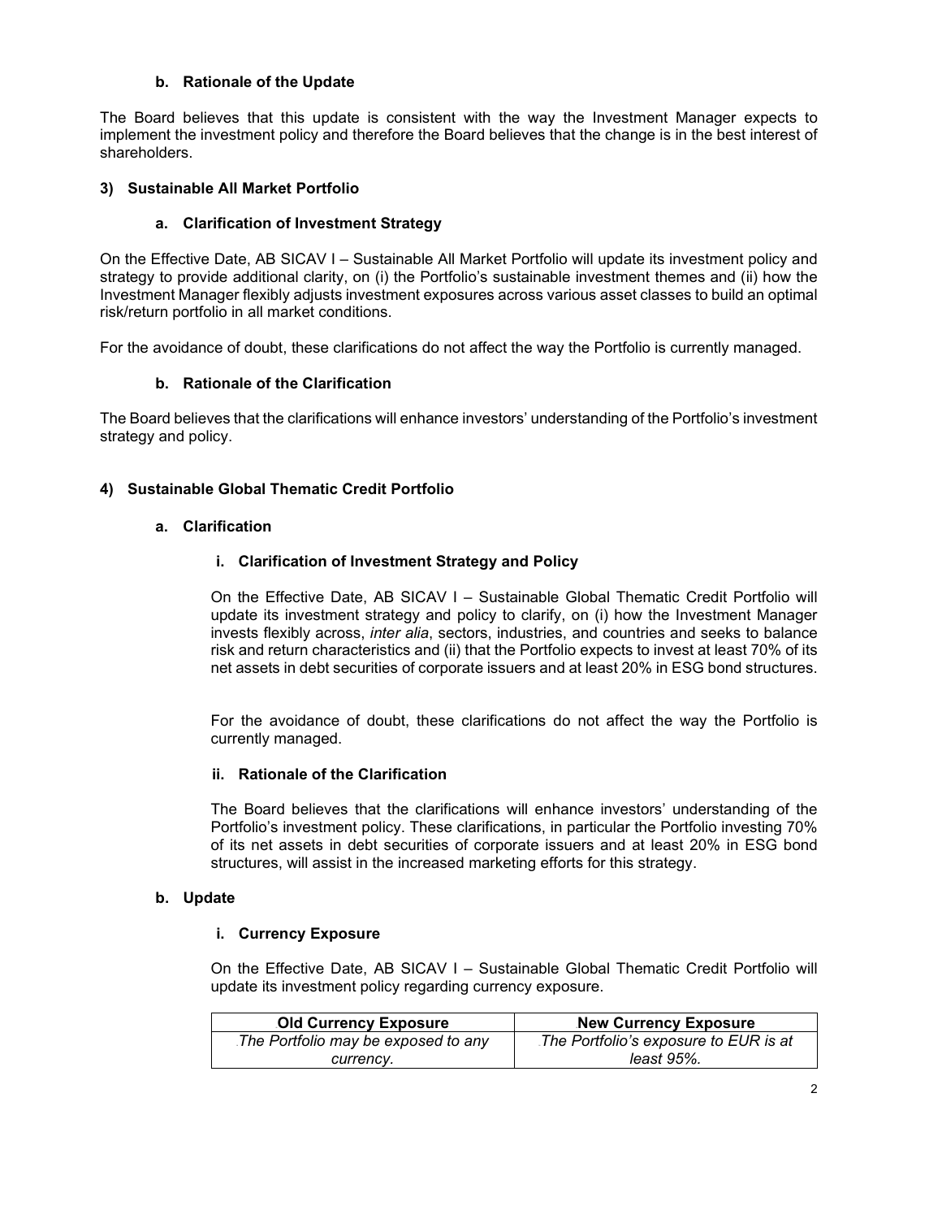#### b. Rationale of the Update

The Board believes that this update is consistent with the way the Investment Manager expects to implement the investment policy and therefore the Board believes that the change is in the best interest of shareholders.

### 3) Sustainable All Market Portfolio

#### a. Clarification of Investment Strategy

On the Effective Date, AB SICAV I – Sustainable All Market Portfolio will update its investment policy and strategy to provide additional clarity, on (i) the Portfolio's sustainable investment themes and (ii) how the Investment Manager flexibly adjusts investment exposures across various asset classes to build an optimal risk/return portfolio in all market conditions.

For the avoidance of doubt, these clarifications do not affect the way the Portfolio is currently managed.

#### b. Rationale of the Clarification

The Board believes that the clarifications will enhance investors' understanding of the Portfolio's investment strategy and policy.

### 4) Sustainable Global Thematic Credit Portfolio

#### a. Clarification

##### i. Clarification of Investment Strategy and Policy

On the Effective Date, AB SICAV I – Sustainable Global Thematic Credit Portfolio will update its investment strategy and policy to clarify, on (i) how the Investment Manager invests flexibly across, *inter alia*, sectors, industries, and countries and seeks to balance risk and return characteristics and (ii) that the Portfolio expects to invest at least 70% of its net assets in debt securities of corporate issuers and at least 20% in ESG bond structures.

For the avoidance of doubt, these clarifications do not affect the way the Portfolio is currently managed.

##### ii. Rationale of the Clarification

The Board believes that the clarifications will enhance investors' understanding of the Portfolio's investment policy. These clarifications, in particular the Portfolio investing 70% of its net assets in debt securities of corporate issuers and at least 20% in ESG bond structures, will assist in the increased marketing efforts for this strategy.

#### b. Update

##### i. Currency Exposure

On the Effective Date, AB SICAV I – Sustainable Global Thematic Credit Portfolio will update its investment policy regarding currency exposure.

| Old Currency Exposure | New Currency Exposure |
|---|---|
| *The Portfolio may be exposed to any currency.* | *The Portfolio's exposure to EUR is at least 95%.* |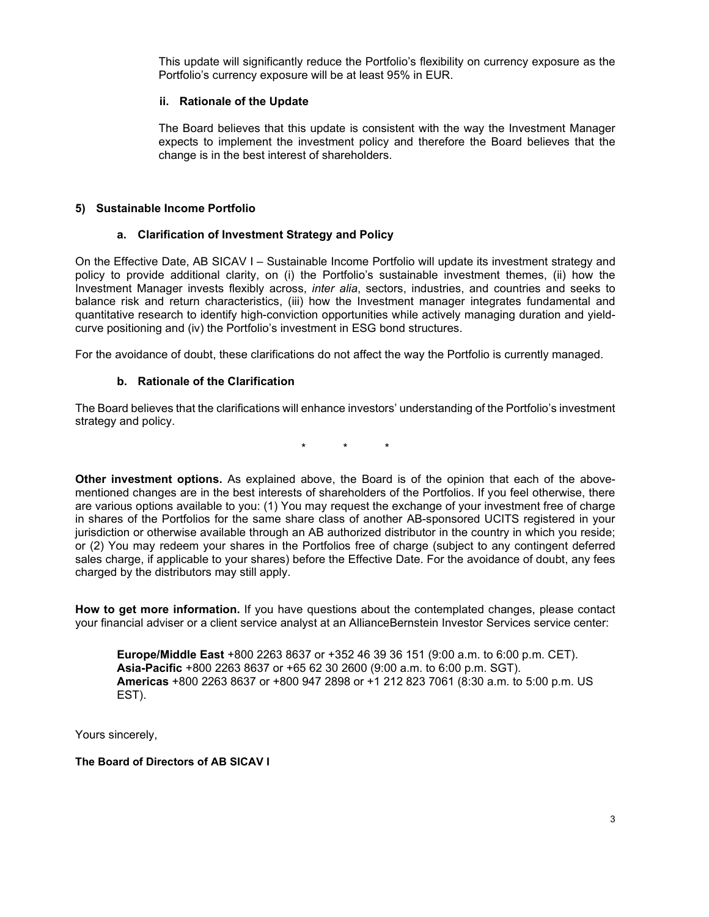This update will significantly reduce the Portfolio's flexibility on currency exposure as the Portfolio's currency exposure will be at least 95% in EUR.

**ii. Rationale of the Update**

The Board believes that this update is consistent with the way the Investment Manager expects to implement the investment policy and therefore the Board believes that the change is in the best interest of shareholders.

## 5) Sustainable Income Portfolio

### a. Clarification of Investment Strategy and Policy

On the Effective Date, AB SICAV I – Sustainable Income Portfolio will update its investment strategy and policy to provide additional clarity, on (i) the Portfolio's sustainable investment themes, (ii) how the Investment Manager invests flexibly across, *inter alia*, sectors, industries, and countries and seeks to balance risk and return characteristics, (iii) how the Investment manager integrates fundamental and quantitative research to identify high-conviction opportunities while actively managing duration and yield-curve positioning and (iv) the Portfolio's investment in ESG bond structures.

For the avoidance of doubt, these clarifications do not affect the way the Portfolio is currently managed.

### b. Rationale of the Clarification

The Board believes that the clarifications will enhance investors' understanding of the Portfolio's investment strategy and policy.

\* \* \*

**Other investment options.** As explained above, the Board is of the opinion that each of the above-mentioned changes are in the best interests of shareholders of the Portfolios. If you feel otherwise, there are various options available to you: (1) You may request the exchange of your investment free of charge in shares of the Portfolios for the same share class of another AB-sponsored UCITS registered in your jurisdiction or otherwise available through an AB authorized distributor in the country in which you reside; or (2) You may redeem your shares in the Portfolios free of charge (subject to any contingent deferred sales charge, if applicable to your shares) before the Effective Date. For the avoidance of doubt, any fees charged by the distributors may still apply.

**How to get more information.** If you have questions about the contemplated changes, please contact your financial adviser or a client service analyst at an AllianceBernstein Investor Services service center:

**Europe/Middle East** +800 2263 8637 or +352 46 39 36 151 (9:00 a.m. to 6:00 p.m. CET).
**Asia-Pacific** +800 2263 8637 or +65 62 30 2600 (9:00 a.m. to 6:00 p.m. SGT).
**Americas** +800 2263 8637 or +800 947 2898 or +1 212 823 7061 (8:30 a.m. to 5:00 p.m. US EST).

Yours sincerely,

**The Board of Directors of AB SICAV I**